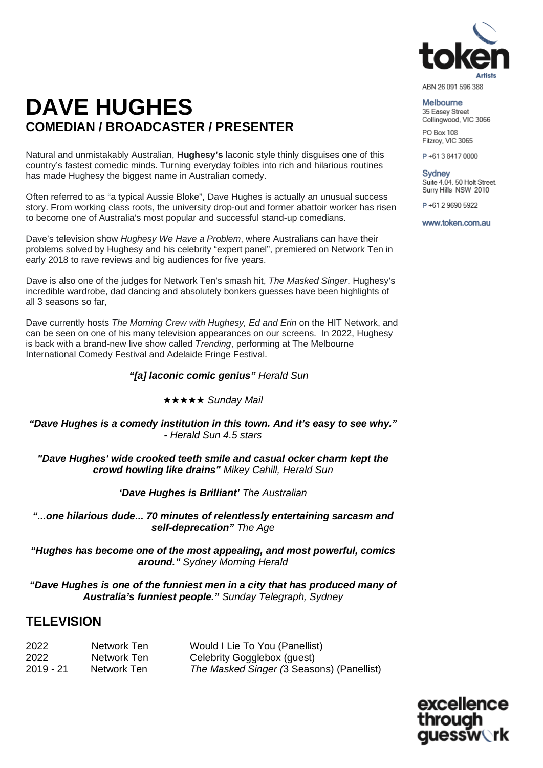ABN 26 091 596 388

Melbourne
35 Easey Street
Collingwood, VIC 3066

PO Box 108
Fitzroy, VIC 3065

P +61 3 8417 0000

Sydney
Suite 4.04, 50 Holt Street,
Surry Hills NSW 2010

P +61 2 9690 5922

www.token.com.au

# DAVE HUGHES
## COMEDIAN / BROADCASTER / PRESENTER

Natural and unmistakably Australian, **Hughesy's** laconic style thinly disguises one of this country's fastest comedic minds. Turning everyday foibles into rich and hilarious routines has made Hughesy the biggest name in Australian comedy.

Often referred to as "a typical Aussie Bloke", Dave Hughes is actually an unusual success story. From working class roots, the university drop-out and former abattoir worker has risen to become one of Australia's most popular and successful stand-up comedians.

Dave's television show *Hughesy We Have a Problem*, where Australians can have their problems solved by Hughesy and his celebrity "expert panel", premiered on Network Ten in early 2018 to rave reviews and big audiences for five years.

Dave is also one of the judges for Network Ten's smash hit, *The Masked Singer*. Hughesy's incredible wardrobe, dad dancing and absolutely bonkers guesses have been highlights of all 3 seasons so far,

Dave currently hosts *The Morning Crew with Hughesy, Ed and Erin* on the HIT Network, and can be seen on one of his many television appearances on our screens. In 2022, Hughesy is back with a brand-new live show called *Trending*, performing at The Melbourne International Comedy Festival and Adelaide Fringe Festival.

***"[a] laconic comic genius"*** *Herald Sun*

★★★★★ *Sunday Mail*

***"Dave Hughes is a comedy institution in this town. And it's easy to see why."*** *- Herald Sun 4.5 stars*

***"Dave Hughes' wide crooked teeth smile and casual ocker charm kept the crowd howling like drains"*** *Mikey Cahill, Herald Sun*

***'Dave Hughes is Brilliant'*** *The Australian*

***"...one hilarious dude... 70 minutes of relentlessly entertaining sarcasm and self-deprecation"*** *The Age*

***"Hughes has become one of the most appealing, and most powerful, comics around."*** *Sydney Morning Herald*

***"Dave Hughes is one of the funniest men in a city that has produced many of Australia's funniest people."*** *Sunday Telegraph, Sydney*

## TELEVISION

| | | |
|---|---|---|
| 2022 | Network Ten | Would I Lie To You (Panellist) |
| 2022 | Network Ten | Celebrity Gogglebox (guest) |
| 2019 - 21 | Network Ten | *The Masked Singer (*3 Seasons) (Panellist) |

excellence through guesswork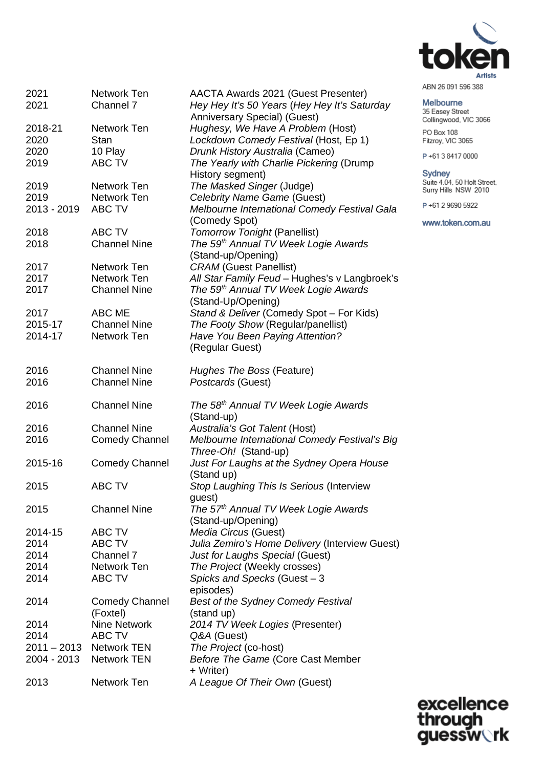| | | |
|---|---|---|
| 2021 | Network Ten | AACTA Awards 2021 (Guest Presenter) |
| 2021 | Channel 7 | *Hey Hey It's 50 Years* (*Hey Hey It's Saturday* Anniversary Special) (Guest) |
| 2018-21 | Network Ten | *Hughesy, We Have A Problem* (Host) |
| 2020 | Stan | *Lockdown Comedy Festival* (Host, Ep 1) |
| 2020 | 10 Play | *Drunk History Australia* (Cameo) |
| 2019 | ABC TV | *The Yearly with Charlie Pickering* (Drump History segment) |
| 2019 | Network Ten | *The Masked Singer* (Judge) |
| 2019 | Network Ten | *Celebrity Name Game* (Guest) |
| 2013 - 2019 | ABC TV | *Melbourne International Comedy Festival Gala* (Comedy Spot) |
| 2018 | ABC TV | *Tomorrow Tonight* (Panellist) |
| 2018 | Channel Nine | *The 59th Annual TV Week Logie Awards* (Stand-up/Opening) |
| 2017 | Network Ten | *CRAM* (Guest Panellist) |
| 2017 | Network Ten | *All Star Family Feud* – Hughes's v Langbroek's |
| 2017 | Channel Nine | *The 59th Annual TV Week Logie Awards* (Stand-Up/Opening) |
| 2017 | ABC ME | *Stand & Deliver* (Comedy Spot – For Kids) |
| 2015-17 | Channel Nine | *The Footy Show* (Regular/panellist) |
| 2014-17 | Network Ten | *Have You Been Paying Attention?* (Regular Guest) |
| 2016 | Channel Nine | *Hughes The Boss* (Feature) |
| 2016 | Channel Nine | *Postcards* (Guest) |
| 2016 | Channel Nine | *The 58th Annual TV Week Logie Awards* (Stand-up) |
| 2016 | Channel Nine | *Australia's Got Talent* (Host) |
| 2016 | Comedy Channel | *Melbourne International Comedy Festival's Big Three-Oh!* (Stand-up) |
| 2015-16 | Comedy Channel | *Just For Laughs at the Sydney Opera House* (Stand up) |
| 2015 | ABC TV | *Stop Laughing This Is Serious* (Interview guest) |
| 2015 | Channel Nine | *The 57th Annual TV Week Logie Awards* (Stand-up/Opening) |
| 2014-15 | ABC TV | *Media Circus* (Guest) |
| 2014 | ABC TV | *Julia Zemiro's Home Delivery* (Interview Guest) |
| 2014 | Channel 7 | *Just for Laughs Special* (Guest) |
| 2014 | Network Ten | *The Project* (Weekly crosses) |
| 2014 | ABC TV | *Spicks and Specks* (Guest – 3 episodes) |
| 2014 | Comedy Channel (Foxtel) | *Best of the Sydney Comedy Festival* (stand up) |
| 2014 | Nine Network | *2014 TV Week Logies* (Presenter) |
| 2014 | ABC TV | *Q&A* (Guest) |
| 2011 – 2013 | Network TEN | *The Project* (co-host) |
| 2004 - 2013 | Network TEN | *Before The Game* (Core Cast Member + Writer) |
| 2013 | Network Ten | *A League Of Their Own* (Guest) |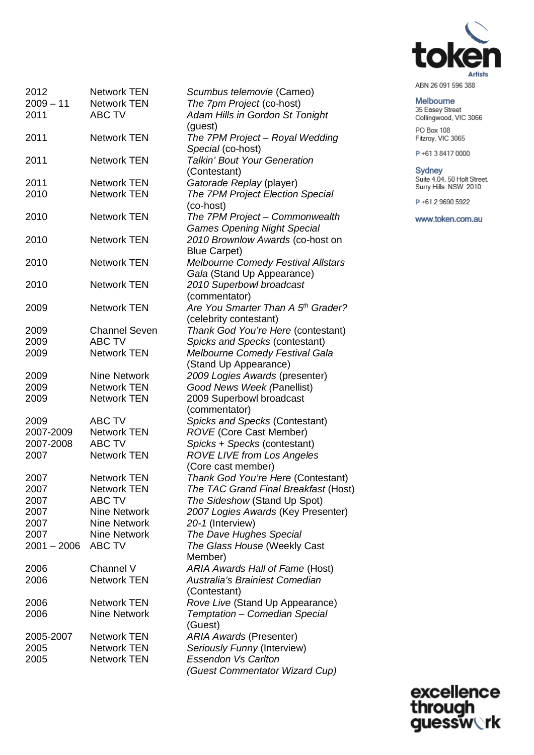| | | |
|---|---|---|
| 2012 | Network TEN | *Scumbus telemovie* (Cameo) |
| 2009 – 11 | Network TEN | *The 7pm Project* (co-host) |
| 2011 | ABC TV | *Adam Hills in Gordon St Tonight* (guest) |
| 2011 | Network TEN | *The 7PM Project – Royal Wedding Special* (co-host) |
| 2011 | Network TEN | *Talkin' Bout Your Generation* (Contestant) |
| 2011 | Network TEN | *Gatorade Replay* (player) |
| 2010 | Network TEN | *The 7PM Project Election Special* (co-host) |
| 2010 | Network TEN | *The 7PM Project – Commonwealth Games Opening Night Special* |
| 2010 | Network TEN | *2010 Brownlow Awards* (co-host on Blue Carpet) |
| 2010 | Network TEN | *Melbourne Comedy Festival Allstars Gala* (Stand Up Appearance) |
| 2010 | Network TEN | *2010 Superbowl broadcast* (commentator) |
| 2009 | Network TEN | *Are You Smarter Than A 5th Grader?* (celebrity contestant) |
| 2009 | Channel Seven | *Thank God You're Here* (contestant) |
| 2009 | ABC TV | *Spicks and Specks* (contestant) |
| 2009 | Network TEN | *Melbourne Comedy Festival Gala* (Stand Up Appearance) |
| 2009 | Nine Network | *2009 Logies Awards* (presenter) |
| 2009 | Network TEN | *Good News Week (*Panellist) |
| 2009 | Network TEN | 2009 Superbowl broadcast (commentator) |
| 2009 | ABC TV | *Spicks and Specks* (Contestant) |
| 2007-2009 | Network TEN | *ROVE* (Core Cast Member) |
| 2007-2008 | ABC TV | *Spicks + Specks* (contestant) |
| 2007 | Network TEN | *ROVE LIVE from Los Angeles* (Core cast member) |
| 2007 | Network TEN | *Thank God You're Here* (Contestant) |
| 2007 | Network TEN | *The TAC Grand Final Breakfast* (Host) |
| 2007 | ABC TV | *The Sideshow* (Stand Up Spot) |
| 2007 | Nine Network | *2007 Logies Awards* (Key Presenter) |
| 2007 | Nine Network | *20-1* (Interview) |
| 2007 | Nine Network | *The Dave Hughes Special* |
| 2001 – 2006 | ABC TV | *The Glass House* (Weekly Cast Member) |
| 2006 | Channel V | *ARIA Awards Hall of Fame* (Host) |
| 2006 | Network TEN | *Australia's Brainiest Comedian* (Contestant) |
| 2006 | Network TEN | *Rove Live* (Stand Up Appearance) |
| 2006 | Nine Network | *Temptation – Comedian Special* (Guest) |
| 2005-2007 | Network TEN | *ARIA Awards* (Presenter) |
| 2005 | Network TEN | *Seriously Funny* (Interview) |
| 2005 | Network TEN | *Essendon Vs Carlton (Guest Commentator Wizard Cup)* |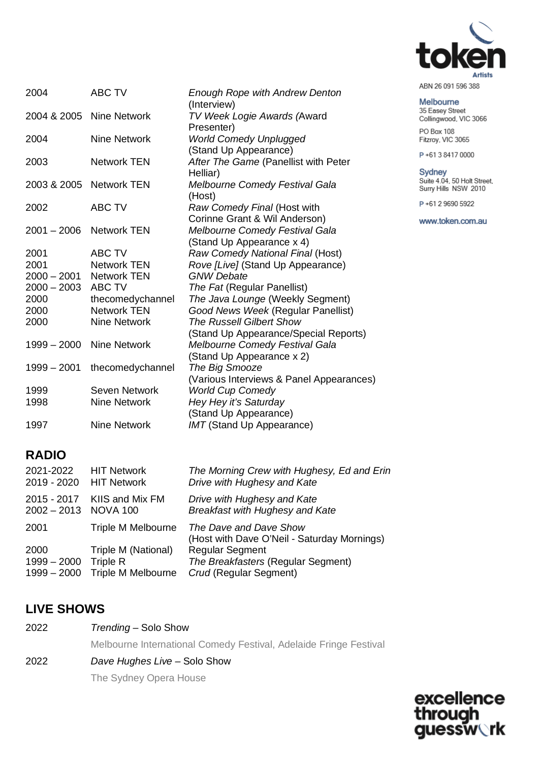| | | |
|---|---|---|
| 2004 | ABC TV | *Enough Rope with Andrew Denton* (Interview) |
| 2004 & 2005 | Nine Network | *TV Week Logie Awards (*Award Presenter) |
| 2004 | Nine Network | *World Comedy Unplugged* (Stand Up Appearance) |
| 2003 | Network TEN | *After The Game* (Panellist with Peter Helliar) |
| 2003 & 2005 | Network TEN | *Melbourne Comedy Festival Gala* (Host) |
| 2002 | ABC TV | *Raw Comedy Final* (Host with Corinne Grant & Wil Anderson) |
| 2001 – 2006 | Network TEN | *Melbourne Comedy Festival Gala* (Stand Up Appearance x 4) |
| 2001 | ABC TV | *Raw Comedy National Final* (Host) |
| 2001 | Network TEN | *Rove [Live]* (Stand Up Appearance) |
| 2000 – 2001 | Network TEN | *GNW Debate* |
| 2000 – 2003 | ABC TV | *The Fat* (Regular Panellist) |
| 2000 | thecomedychannel | *The Java Lounge* (Weekly Segment) |
| 2000 | Network TEN | *Good News Week* (Regular Panellist) |
| 2000 | Nine Network | *The Russell Gilbert Show* (Stand Up Appearance/Special Reports) |
| 1999 – 2000 | Nine Network | *Melbourne Comedy Festival Gala* (Stand Up Appearance x 2) |
| 1999 – 2001 | thecomedychannel | *The Big Smooze* (Various Interviews & Panel Appearances) |
| 1999 | Seven Network | *World Cup Comedy* |
| 1998 | Nine Network | *Hey Hey it's Saturday* (Stand Up Appearance) |
| 1997 | Nine Network | *IMT* (Stand Up Appearance) |

## RADIO

| | | |
|---|---|---|
| 2021-2022 | HIT Network | *The Morning Crew with Hughesy, Ed and Erin* |
| 2019 - 2020 | HIT Network | *Drive with Hughesy and Kate* |
| 2015 - 2017 | KIIS and Mix FM | *Drive with Hughesy and Kate* |
| 2002 – 2013 | NOVA 100 | *Breakfast with Hughesy and Kate* |
| 2001 | Triple M Melbourne | *The Dave and Dave Show* (Host with Dave O'Neil - Saturday Mornings) |
| 2000 | Triple M (National) | Regular Segment |
| 1999 – 2000 | Triple R | *The Breakfasters* (Regular Segment) |
| 1999 – 2000 | Triple M Melbourne | *Crud* (Regular Segment) |

## LIVE SHOWS

2022 *Trending* – Solo Show

Melbourne International Comedy Festival, Adelaide Fringe Festival

2022 *Dave Hughes Live* – Solo Show

The Sydney Opera House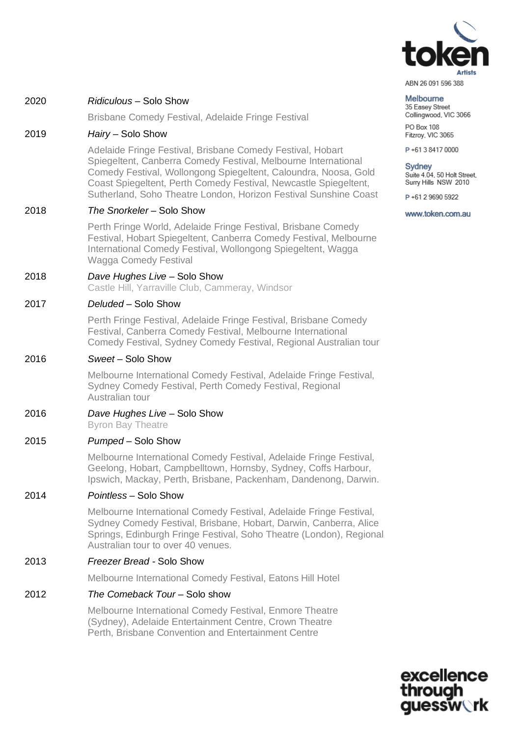ABN 26 091 596 388

**Melbourne**
35 Easey Street
Collingwood, VIC 3066

PO Box 108
Fitzroy, VIC 3065

P +61 3 8417 0000

**Sydney**
Suite 4.04, 50 Holt Street,
Surry Hills NSW 2010

P +61 2 9690 5922

www.token.com.au

| | |
|---|---|
| 2020 | *Ridiculous* – Solo Show<br>Brisbane Comedy Festival, Adelaide Fringe Festival |
| 2019 | *Hairy* – Solo Show<br>Adelaide Fringe Festival, Brisbane Comedy Festival, Hobart Spiegeltent, Canberra Comedy Festival, Melbourne International Comedy Festival, Wollongong Spiegeltent, Caloundra, Noosa, Gold Coast Spiegeltent, Perth Comedy Festival, Newcastle Spiegeltent, Sutherland, Soho Theatre London, Horizon Festival Sunshine Coast |
| 2018 | *The Snorkeler* – Solo Show<br>Perth Fringe World, Adelaide Fringe Festival, Brisbane Comedy Festival, Hobart Spiegeltent, Canberra Comedy Festival, Melbourne International Comedy Festival, Wollongong Spiegeltent, Wagga Wagga Comedy Festival |
| 2018 | *Dave Hughes Live* – Solo Show<br>Castle Hill, Yarraville Club, Cammeray, Windsor |
| 2017 | *Deluded* – Solo Show<br>Perth Fringe Festival, Adelaide Fringe Festival, Brisbane Comedy Festival, Canberra Comedy Festival, Melbourne International Comedy Festival, Sydney Comedy Festival, Regional Australian tour |
| 2016 | *Sweet* – Solo Show<br>Melbourne International Comedy Festival, Adelaide Fringe Festival, Sydney Comedy Festival, Perth Comedy Festival, Regional Australian tour |
| 2016 | *Dave Hughes Live* – Solo Show<br>Byron Bay Theatre |
| 2015 | *Pumped* – Solo Show<br>Melbourne International Comedy Festival, Adelaide Fringe Festival, Geelong, Hobart, Campbelltown, Hornsby, Sydney, Coffs Harbour, Ipswich, Mackay, Perth, Brisbane, Packenham, Dandenong, Darwin. |
| 2014 | *Pointless* – Solo Show<br>Melbourne International Comedy Festival, Adelaide Fringe Festival, Sydney Comedy Festival, Brisbane, Hobart, Darwin, Canberra, Alice Springs, Edinburgh Fringe Festival, Soho Theatre (London), Regional Australian tour to over 40 venues. |
| 2013 | *Freezer Bread* - Solo Show<br>Melbourne International Comedy Festival, Eatons Hill Hotel |
| 2012 | *The Comeback Tour* – Solo show<br>Melbourne International Comedy Festival, Enmore Theatre (Sydney), Adelaide Entertainment Centre, Crown Theatre Perth, Brisbane Convention and Entertainment Centre |

excellence through guesswork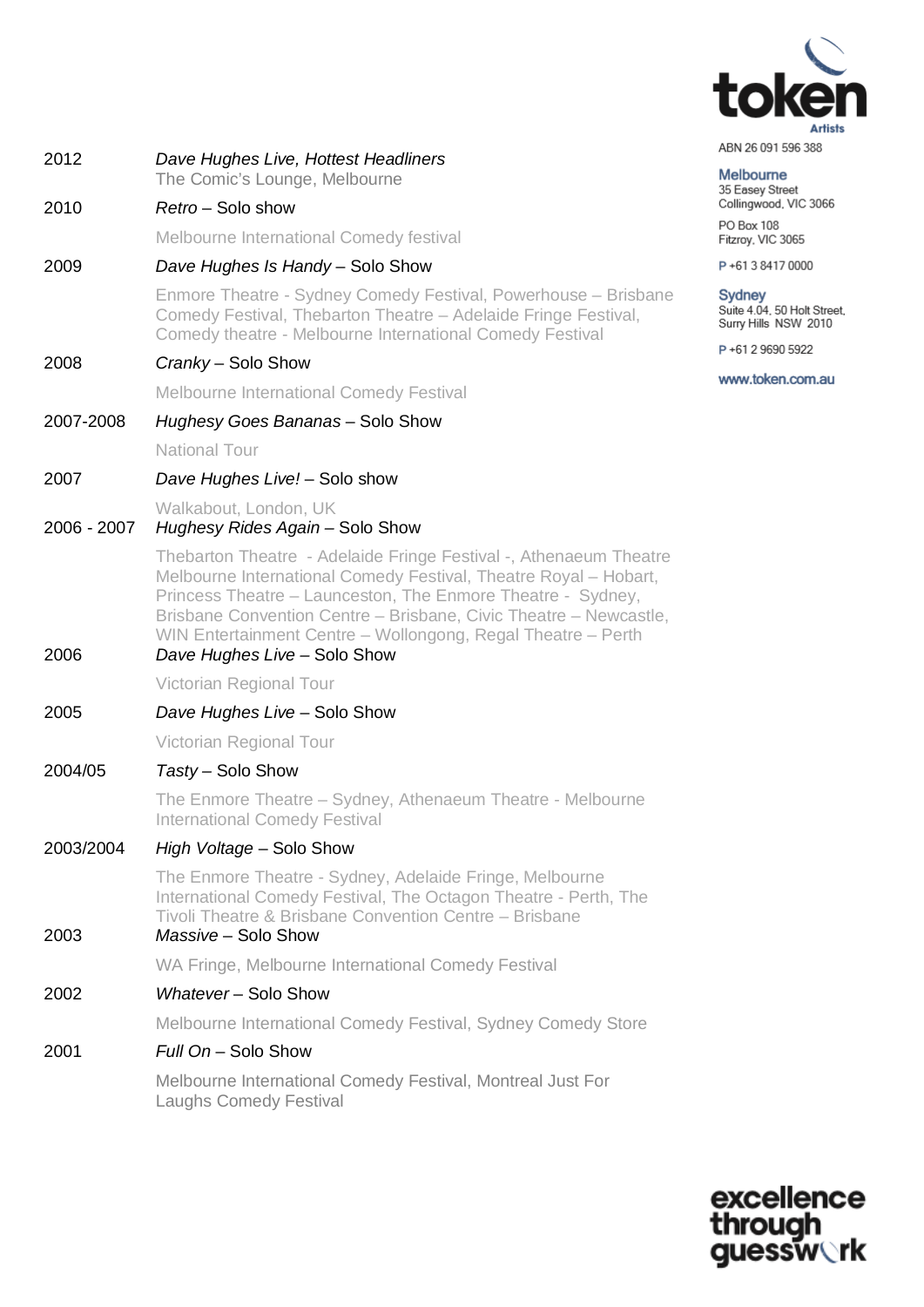| | |
|---|---|
| 2012 | *Dave Hughes Live, Hottest Headliners*<br>The Comic's Lounge, Melbourne |
| 2010 | *Retro* – Solo show<br>Melbourne International Comedy festival |
| 2009 | *Dave Hughes Is Handy* – Solo Show<br>Enmore Theatre - Sydney Comedy Festival, Powerhouse – Brisbane Comedy Festival, Thebarton Theatre – Adelaide Fringe Festival, Comedy theatre - Melbourne International Comedy Festival |
| 2008 | *Cranky* – Solo Show<br>Melbourne International Comedy Festival |
| 2007-2008 | *Hughesy Goes Bananas* – Solo Show<br>National Tour |
| 2007 | *Dave Hughes Live!* – Solo show<br>Walkabout, London, UK |
| 2006 - 2007 | *Hughesy Rides Again* – Solo Show<br>Thebarton Theatre - Adelaide Fringe Festival -, Athenaeum Theatre Melbourne International Comedy Festival, Theatre Royal – Hobart, Princess Theatre – Launceston, The Enmore Theatre - Sydney, Brisbane Convention Centre – Brisbane, Civic Theatre – Newcastle, WIN Entertainment Centre – Wollongong, Regal Theatre – Perth |
| 2006 | *Dave Hughes Live* – Solo Show<br>Victorian Regional Tour |
| 2005 | *Dave Hughes Live* – Solo Show<br>Victorian Regional Tour |
| 2004/05 | *Tasty* – Solo Show<br>The Enmore Theatre – Sydney, Athenaeum Theatre - Melbourne International Comedy Festival |
| 2003/2004 | *High Voltage* – Solo Show<br>The Enmore Theatre - Sydney, Adelaide Fringe, Melbourne International Comedy Festival, The Octagon Theatre - Perth, The Tivoli Theatre & Brisbane Convention Centre – Brisbane |
| 2003 | *Massive* – Solo Show<br>WA Fringe, Melbourne International Comedy Festival |
| 2002 | *Whatever* – Solo Show<br>Melbourne International Comedy Festival, Sydney Comedy Store |
| 2001 | *Full On* – Solo Show<br>Melbourne International Comedy Festival, Montreal Just For Laughs Comedy Festival |

token Artists

ABN 26 091 596 388

**Melbourne**
35 Easey Street
Collingwood, VIC 3066

PO Box 108
Fitzroy, VIC 3065

P +61 3 8417 0000

**Sydney**
Suite 4.04, 50 Holt Street,
Surry Hills NSW 2010

P +61 2 9690 5922

www.token.com.au

excellence through guesswork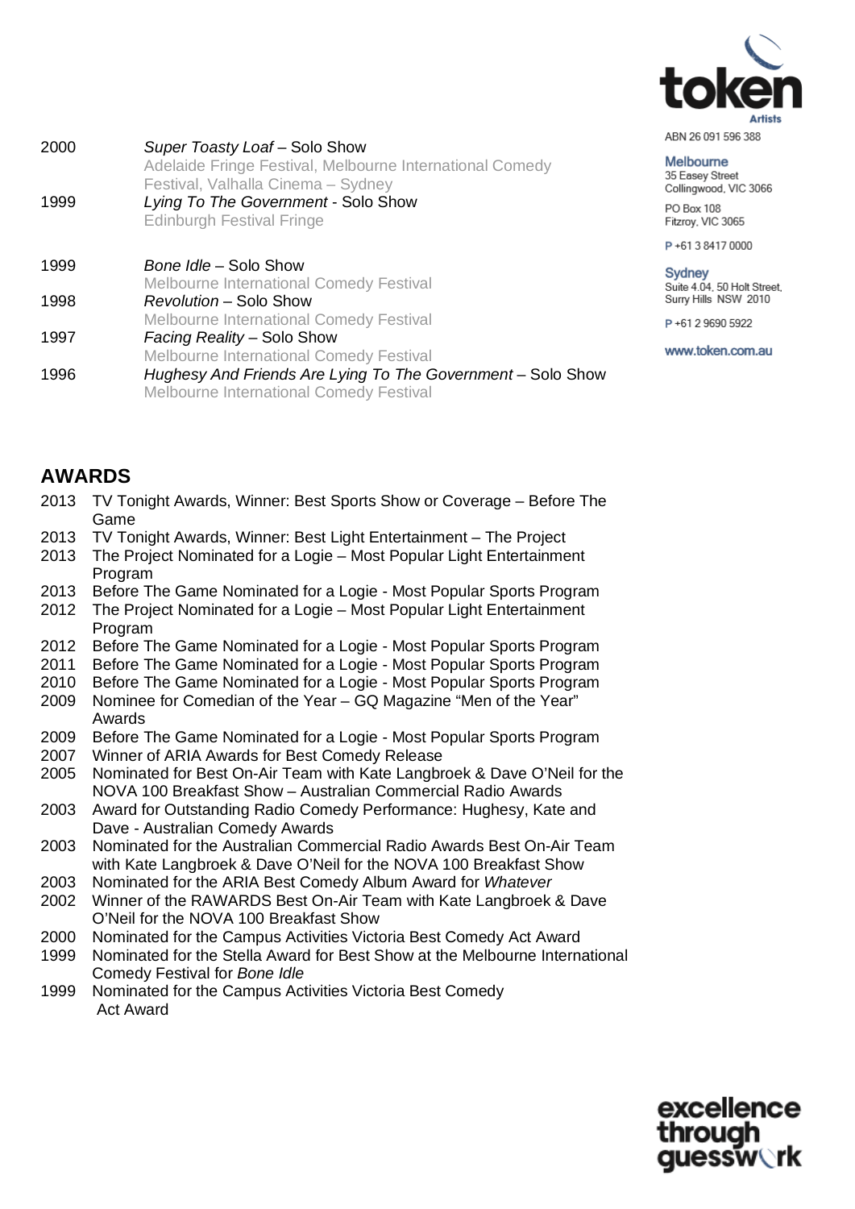| | |
|---|---|
| 2000 | *Super Toasty Loaf* – Solo Show<br>Adelaide Fringe Festival, Melbourne International Comedy Festival, Valhalla Cinema – Sydney |
| 1999 | *Lying To The Government* - Solo Show<br>Edinburgh Festival Fringe |
| 1999 | *Bone Idle* – Solo Show<br>Melbourne International Comedy Festival |
| 1998 | *Revolution* – Solo Show<br>Melbourne International Comedy Festival |
| 1997 | *Facing Reality* – Solo Show<br>Melbourne International Comedy Festival |
| 1996 | *Hughesy And Friends Are Lying To The Government* – Solo Show<br>Melbourne International Comedy Festival |

## AWARDS

- 2013 TV Tonight Awards, Winner: Best Sports Show or Coverage – Before The Game
- 2013 TV Tonight Awards, Winner: Best Light Entertainment – The Project
- 2013 The Project Nominated for a Logie – Most Popular Light Entertainment Program
- 2013 Before The Game Nominated for a Logie - Most Popular Sports Program
- 2012 The Project Nominated for a Logie – Most Popular Light Entertainment Program
- 2012 Before The Game Nominated for a Logie - Most Popular Sports Program
- 2011 Before The Game Nominated for a Logie - Most Popular Sports Program
- 2010 Before The Game Nominated for a Logie - Most Popular Sports Program
- 2009 Nominee for Comedian of the Year – GQ Magazine "Men of the Year" Awards
- 2009 Before The Game Nominated for a Logie - Most Popular Sports Program
- 2007 Winner of ARIA Awards for Best Comedy Release
- 2005 Nominated for Best On-Air Team with Kate Langbroek & Dave O'Neil for the NOVA 100 Breakfast Show – Australian Commercial Radio Awards
- 2003 Award for Outstanding Radio Comedy Performance: Hughesy, Kate and Dave - Australian Comedy Awards
- 2003 Nominated for the Australian Commercial Radio Awards Best On-Air Team with Kate Langbroek & Dave O'Neil for the NOVA 100 Breakfast Show
- 2003 Nominated for the ARIA Best Comedy Album Award for *Whatever*
- 2002 Winner of the RAWARDS Best On-Air Team with Kate Langbroek & Dave O'Neil for the NOVA 100 Breakfast Show
- 2000 Nominated for the Campus Activities Victoria Best Comedy Act Award
- 1999 Nominated for the Stella Award for Best Show at the Melbourne International Comedy Festival for *Bone Idle*
- 1999 Nominated for the Campus Activities Victoria Best Comedy Act Award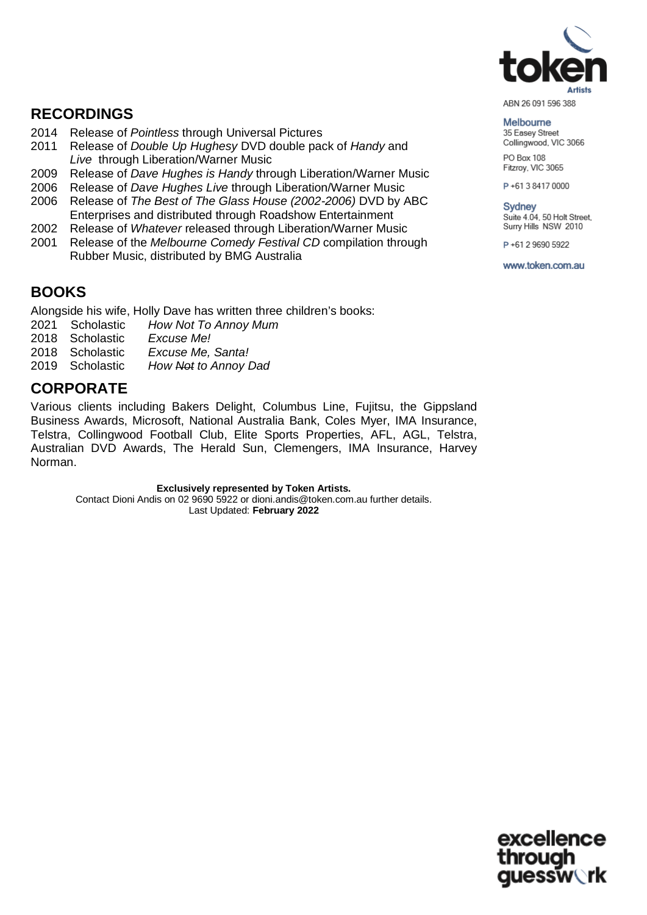ABN 26 091 596 388

Melbourne
35 Easey Street
Collingwood, VIC 3066

PO Box 108
Fitzroy, VIC 3065

P +61 3 8417 0000

Sydney
Suite 4.04, 50 Holt Street,
Surry Hills NSW 2010

P +61 2 9690 5922

www.token.com.au

## RECORDINGS

2014 Release of *Pointless* through Universal Pictures
2011 Release of *Double Up Hughesy* DVD double pack of *Handy* and *Live* through Liberation/Warner Music
2009 Release of *Dave Hughes is Handy* through Liberation/Warner Music
2006 Release of *Dave Hughes Live* through Liberation/Warner Music
2006 Release of *The Best of The Glass House (2002-2006)* DVD by ABC Enterprises and distributed through Roadshow Entertainment
2002 Release of *Whatever* released through Liberation/Warner Music
2001 Release of the *Melbourne Comedy Festival CD* compilation through Rubber Music, distributed by BMG Australia

## BOOKS

Alongside his wife, Holly Dave has written three children's books:

| | | |
|---|---|---|
| 2021 | Scholastic | *How Not To Annoy Mum* |
| 2018 | Scholastic | *Excuse Me!* |
| 2018 | Scholastic | *Excuse Me, Santa!* |
| 2019 | Scholastic | *How ~~Not~~ to Annoy Dad* |

## CORPORATE

Various clients including Bakers Delight, Columbus Line, Fujitsu, the Gippsland Business Awards, Microsoft, National Australia Bank, Coles Myer, IMA Insurance, Telstra, Collingwood Football Club, Elite Sports Properties, AFL, AGL, Telstra, Australian DVD Awards, The Herald Sun, Clemengers, IMA Insurance, Harvey Norman.

**Exclusively represented by Token Artists.**
Contact Dioni Andis on 02 9690 5922 or dioni.andis@token.com.au further details.
Last Updated: **February 2022**

excellence through guesswork